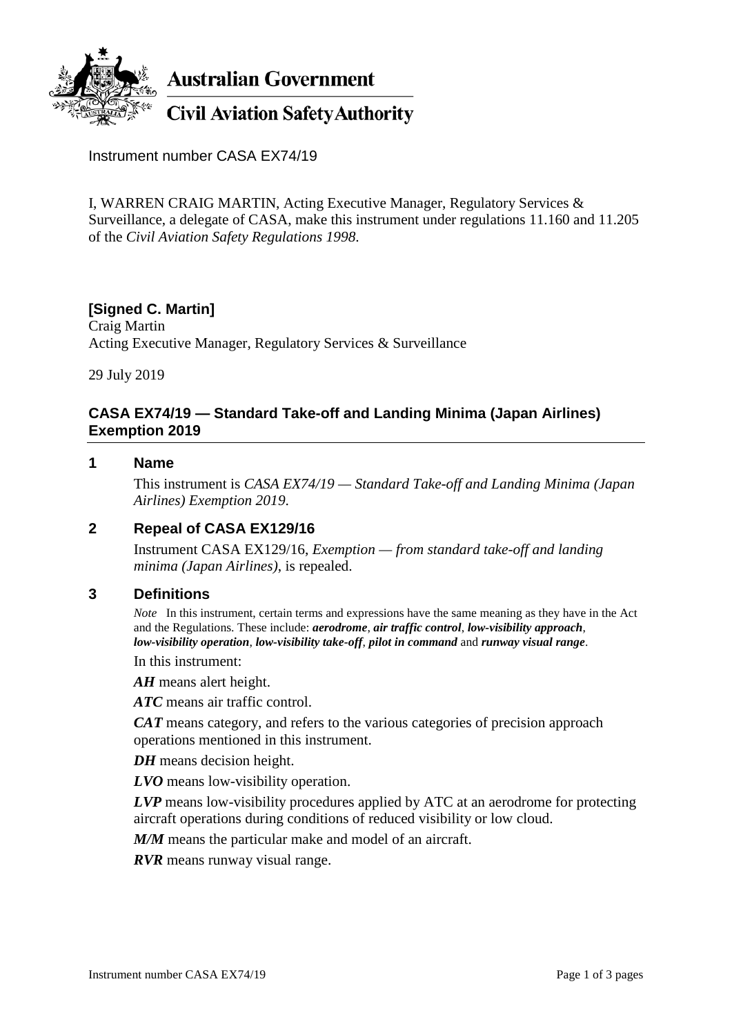**Australian Government**

**Civil Aviation Safety Authority**

Instrument number CASA EX74/19

I, WARREN CRAIG MARTIN, Acting Executive Manager, Regulatory Services & Surveillance, a delegate of CASA, make this instrument under regulations 11.160 and 11.205 of the *Civil Aviation Safety Regulations 1998*.

**[Signed C. Martin]**
Craig Martin
Acting Executive Manager, Regulatory Services & Surveillance

29 July 2019

## CASA EX74/19 — Standard Take-off and Landing Minima (Japan Airlines) Exemption 2019

### 1 Name

This instrument is *CASA EX74/19 — Standard Take-off and Landing Minima (Japan Airlines) Exemption 2019*.

### 2 Repeal of CASA EX129/16

Instrument CASA EX129/16, *Exemption — from standard take-off and landing minima (Japan Airlines)*, is repealed.

### 3 Definitions

*Note* In this instrument, certain terms and expressions have the same meaning as they have in the Act and the Regulations. These include: ***aerodrome***, ***air traffic control***, ***low-visibility approach***, ***low-visibility operation***, ***low-visibility take-off***, ***pilot in command*** and ***runway visual range***.

In this instrument:

***AH*** means alert height.

***ATC*** means air traffic control.

***CAT*** means category, and refers to the various categories of precision approach operations mentioned in this instrument.

***DH*** means decision height.

***LVO*** means low-visibility operation.

***LVP*** means low-visibility procedures applied by ATC at an aerodrome for protecting aircraft operations during conditions of reduced visibility or low cloud.

***M/M*** means the particular make and model of an aircraft.

***RVR*** means runway visual range.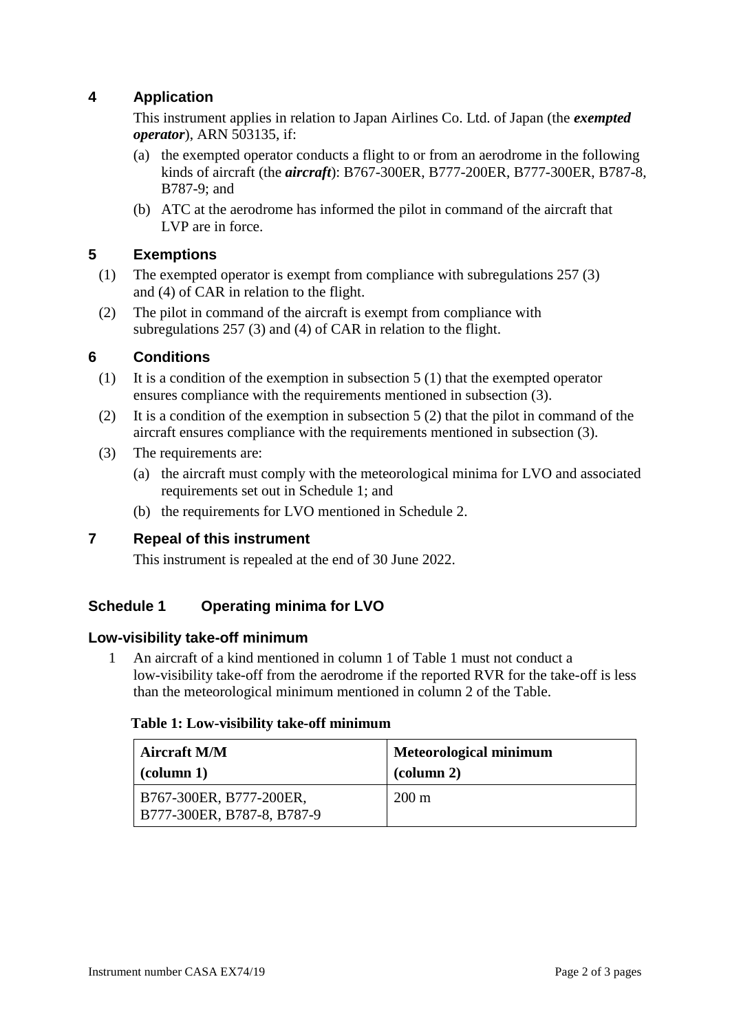## 4 Application

This instrument applies in relation to Japan Airlines Co. Ltd. of Japan (the ***exempted operator***), ARN 503135, if:

(a) the exempted operator conducts a flight to or from an aerodrome in the following kinds of aircraft (the ***aircraft***): B767-300ER, B777-200ER, B777-300ER, B787-8, B787-9; and

(b) ATC at the aerodrome has informed the pilot in command of the aircraft that LVP are in force.

## 5 Exemptions

(1) The exempted operator is exempt from compliance with subregulations 257 (3) and (4) of CAR in relation to the flight.

(2) The pilot in command of the aircraft is exempt from compliance with subregulations 257 (3) and (4) of CAR in relation to the flight.

## 6 Conditions

(1) It is a condition of the exemption in subsection 5 (1) that the exempted operator ensures compliance with the requirements mentioned in subsection (3).

(2) It is a condition of the exemption in subsection 5 (2) that the pilot in command of the aircraft ensures compliance with the requirements mentioned in subsection (3).

(3) The requirements are:

(a) the aircraft must comply with the meteorological minima for LVO and associated requirements set out in Schedule 1; and

(b) the requirements for LVO mentioned in Schedule 2.

## 7 Repeal of this instrument

This instrument is repealed at the end of 30 June 2022.

## Schedule 1 Operating minima for LVO

### Low-visibility take-off minimum

1 An aircraft of a kind mentioned in column 1 of Table 1 must not conduct a low-visibility take-off from the aerodrome if the reported RVR for the take-off is less than the meteorological minimum mentioned in column 2 of the Table.

**Table 1: Low-visibility take-off minimum**

| Aircraft M/M (column 1) | Meteorological minimum (column 2) |
|---|---|
| B767-300ER, B777-200ER, B777-300ER, B787-8, B787-9 | 200 m |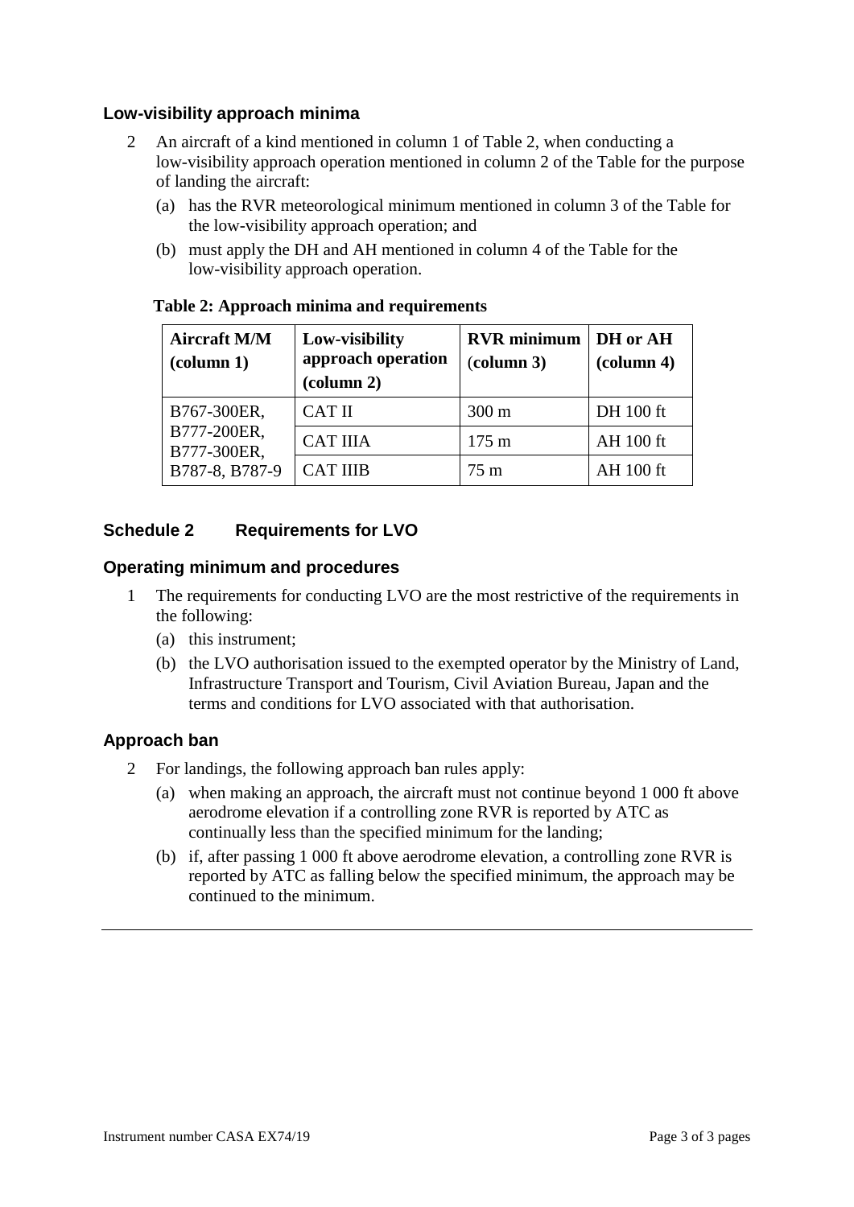### Low-visibility approach minima

2 An aircraft of a kind mentioned in column 1 of Table 2, when conducting a low-visibility approach operation mentioned in column 2 of the Table for the purpose of landing the aircraft:

(a) has the RVR meteorological minimum mentioned in column 3 of the Table for the low-visibility approach operation; and

(b) must apply the DH and AH mentioned in column 4 of the Table for the low-visibility approach operation.

**Table 2: Approach minima and requirements**

| Aircraft M/M (column 1) | Low-visibility approach operation (column 2) | RVR minimum (column 3) | DH or AH (column 4) |
|---|---|---|---|
| B767-300ER, B777-200ER, B777-300ER, B787-8, B787-9 | CAT II | 300 m | DH 100 ft |
| | CAT IIIA | 175 m | AH 100 ft |
| | CAT IIIB | 75 m | AH 100 ft |

## Schedule 2 Requirements for LVO

### Operating minimum and procedures

1 The requirements for conducting LVO are the most restrictive of the requirements in the following:

(a) this instrument;

(b) the LVO authorisation issued to the exempted operator by the Ministry of Land, Infrastructure Transport and Tourism, Civil Aviation Bureau, Japan and the terms and conditions for LVO associated with that authorisation.

### Approach ban

2 For landings, the following approach ban rules apply:

(a) when making an approach, the aircraft must not continue beyond 1 000 ft above aerodrome elevation if a controlling zone RVR is reported by ATC as continually less than the specified minimum for the landing;

(b) if, after passing 1 000 ft above aerodrome elevation, a controlling zone RVR is reported by ATC as falling below the specified minimum, the approach may be continued to the minimum.